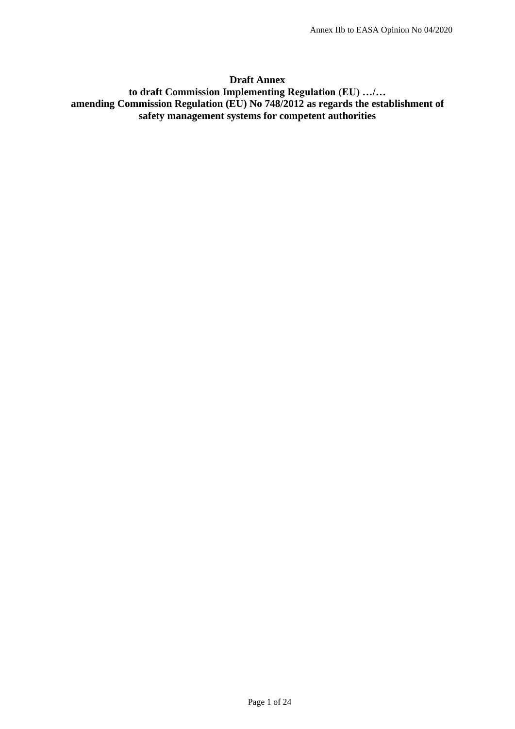**Draft Annex**

**to draft Commission Implementing Regulation (EU) …/…**

**amending Commission Regulation (EU) No 748/2012 as regards the establishment of safety management systems for competent authorities**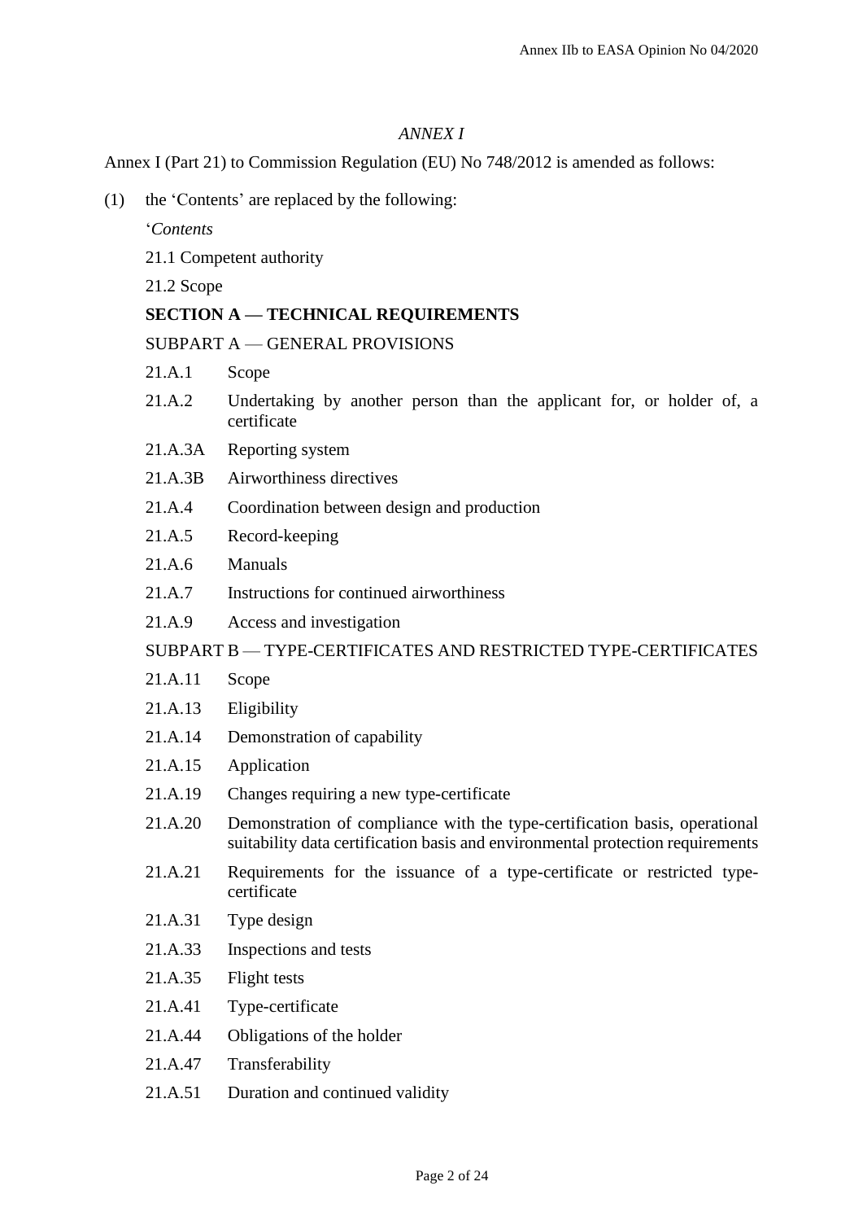*ANNEX I*

Annex I (Part 21) to Commission Regulation (EU) No 748/2012 is amended as follows:

(1) the 'Contents' are replaced by the following:

'*Contents*

21.1 Competent authority

21.2 Scope

**SECTION A — TECHNICAL REQUIREMENTS**

SUBPART A — GENERAL PROVISIONS

21.A.1 Scope

21.A.2 Undertaking by another person than the applicant for, or holder of, a certificate

21.A.3A Reporting system

21.A.3B Airworthiness directives

21.A.4 Coordination between design and production

21.A.5 Record-keeping

21.A.6 Manuals

21.A.7 Instructions for continued airworthiness

21.A.9 Access and investigation

SUBPART B — TYPE-CERTIFICATES AND RESTRICTED TYPE-CERTIFICATES

21.A.11 Scope

21.A.13 Eligibility

21.A.14 Demonstration of capability

21.A.15 Application

21.A.19 Changes requiring a new type-certificate

21.A.20 Demonstration of compliance with the type-certification basis, operational suitability data certification basis and environmental protection requirements

21.A.21 Requirements for the issuance of a type-certificate or restricted type-certificate

21.A.31 Type design

21.A.33 Inspections and tests

21.A.35 Flight tests

21.A.41 Type-certificate

21.A.44 Obligations of the holder

21.A.47 Transferability

21.A.51 Duration and continued validity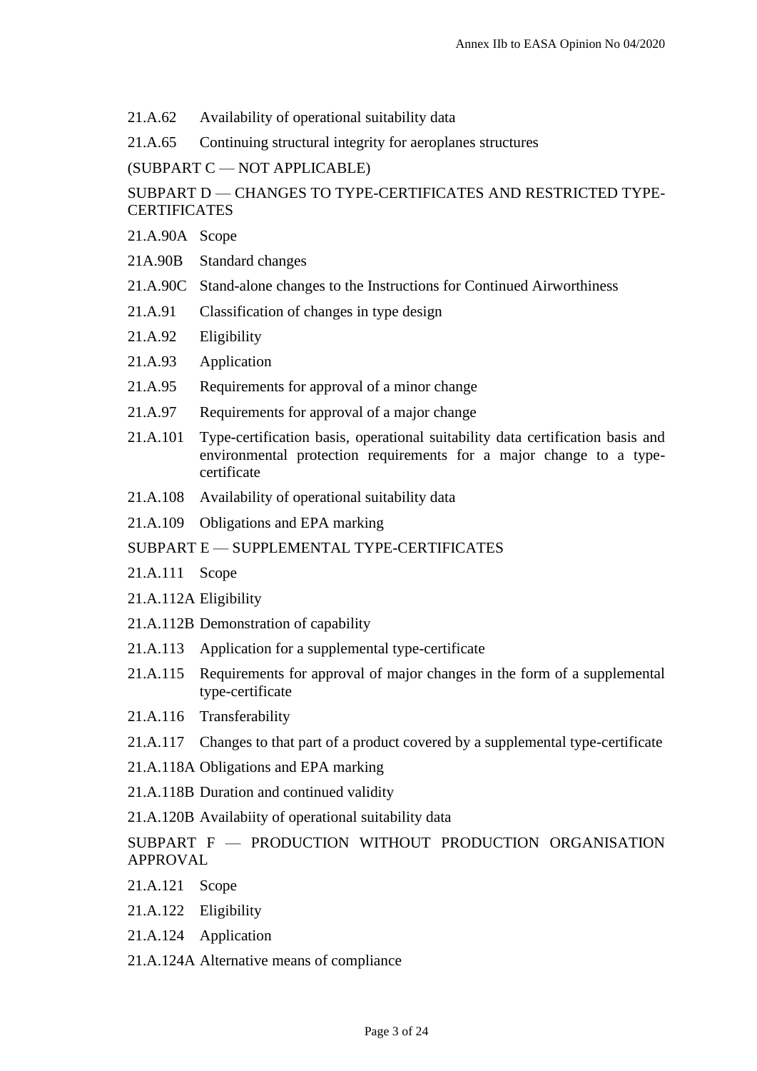21.A.62 Availability of operational suitability data

21.A.65 Continuing structural integrity for aeroplanes structures

(SUBPART C — NOT APPLICABLE)

SUBPART D — CHANGES TO TYPE-CERTIFICATES AND RESTRICTED TYPE-CERTIFICATES

21.A.90A Scope

21A.90B Standard changes

21.A.90C Stand-alone changes to the Instructions for Continued Airworthiness

21.A.91 Classification of changes in type design

21.A.92 Eligibility

21.A.93 Application

21.A.95 Requirements for approval of a minor change

21.A.97 Requirements for approval of a major change

21.A.101 Type-certification basis, operational suitability data certification basis and environmental protection requirements for a major change to a type-certificate

21.A.108 Availability of operational suitability data

21.A.109 Obligations and EPA marking

SUBPART E — SUPPLEMENTAL TYPE-CERTIFICATES

21.A.111 Scope

21.A.112A Eligibility

21.A.112B Demonstration of capability

21.A.113 Application for a supplemental type-certificate

21.A.115 Requirements for approval of major changes in the form of a supplemental type-certificate

21.A.116 Transferability

21.A.117 Changes to that part of a product covered by a supplemental type-certificate

21.A.118A Obligations and EPA marking

21.A.118B Duration and continued validity

21.A.120B Availabiity of operational suitability data

SUBPART F — PRODUCTION WITHOUT PRODUCTION ORGANISATION APPROVAL

21.A.121 Scope

21.A.122 Eligibility

21.A.124 Application

21.A.124A Alternative means of compliance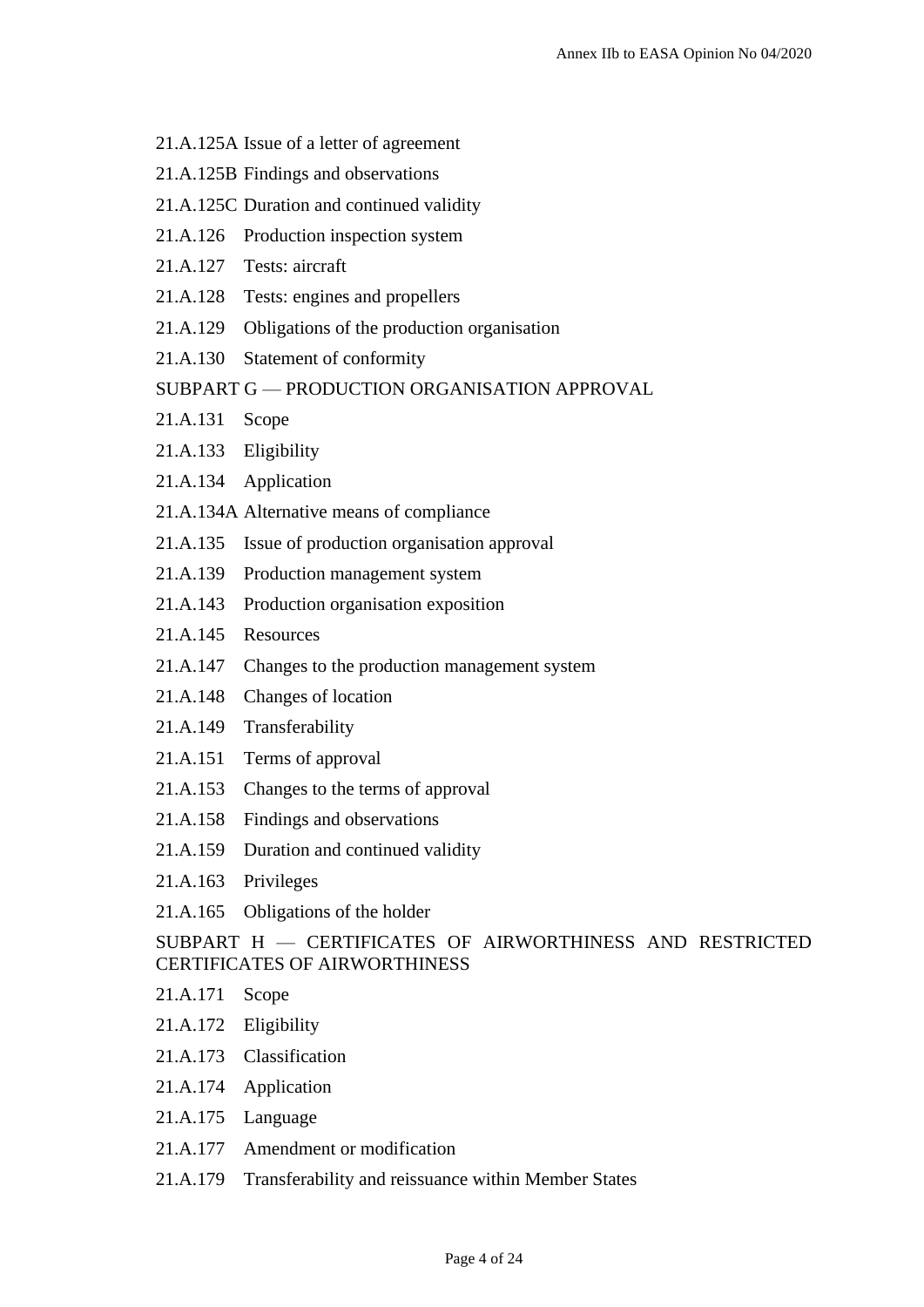21.A.125A Issue of a letter of agreement

21.A.125B Findings and observations

21.A.125C Duration and continued validity

21.A.126 Production inspection system

21.A.127 Tests: aircraft

21.A.128 Tests: engines and propellers

21.A.129 Obligations of the production organisation

21.A.130 Statement of conformity

SUBPART G — PRODUCTION ORGANISATION APPROVAL

21.A.131 Scope

21.A.133 Eligibility

21.A.134 Application

21.A.134A Alternative means of compliance

21.A.135 Issue of production organisation approval

21.A.139 Production management system

21.A.143 Production organisation exposition

21.A.145 Resources

21.A.147 Changes to the production management system

21.A.148 Changes of location

21.A.149 Transferability

21.A.151 Terms of approval

21.A.153 Changes to the terms of approval

21.A.158 Findings and observations

21.A.159 Duration and continued validity

21.A.163 Privileges

21.A.165 Obligations of the holder

SUBPART H — CERTIFICATES OF AIRWORTHINESS AND RESTRICTED CERTIFICATES OF AIRWORTHINESS

21.A.171 Scope

21.A.172 Eligibility

21.A.173 Classification

21.A.174 Application

21.A.175 Language

21.A.177 Amendment or modification

21.A.179 Transferability and reissuance within Member States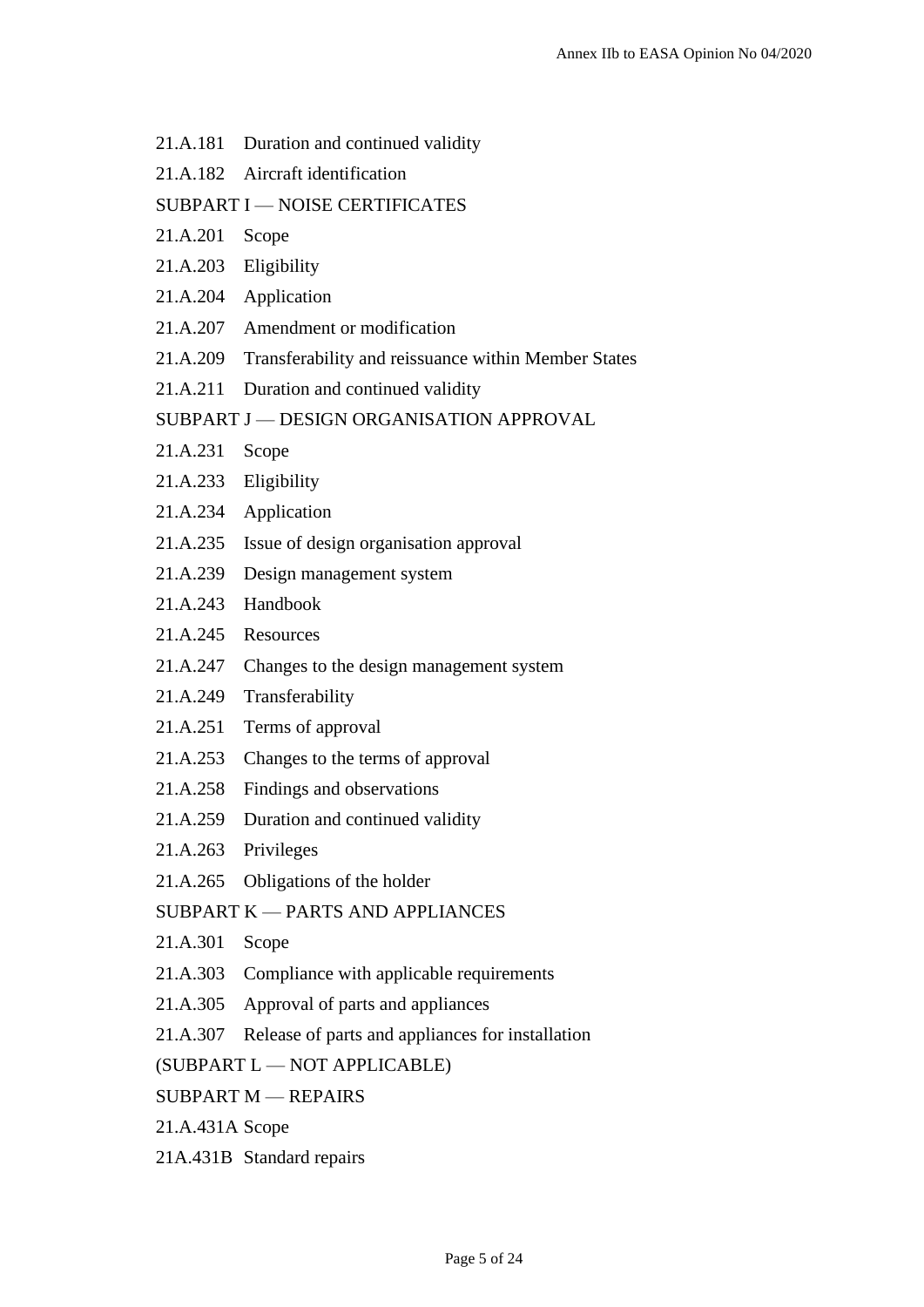21.A.181 Duration and continued validity

21.A.182 Aircraft identification

SUBPART I — NOISE CERTIFICATES

21.A.201 Scope

21.A.203 Eligibility

21.A.204 Application

21.A.207 Amendment or modification

21.A.209 Transferability and reissuance within Member States

21.A.211 Duration and continued validity

SUBPART J — DESIGN ORGANISATION APPROVAL

21.A.231 Scope

21.A.233 Eligibility

21.A.234 Application

21.A.235 Issue of design organisation approval

21.A.239 Design management system

21.A.243 Handbook

21.A.245 Resources

21.A.247 Changes to the design management system

21.A.249 Transferability

21.A.251 Terms of approval

21.A.253 Changes to the terms of approval

21.A.258 Findings and observations

21.A.259 Duration and continued validity

21.A.263 Privileges

21.A.265 Obligations of the holder

SUBPART K — PARTS AND APPLIANCES

21.A.301 Scope

21.A.303 Compliance with applicable requirements

21.A.305 Approval of parts and appliances

21.A.307 Release of parts and appliances for installation

(SUBPART L — NOT APPLICABLE)

SUBPART M — REPAIRS

21.A.431A Scope

21A.431B Standard repairs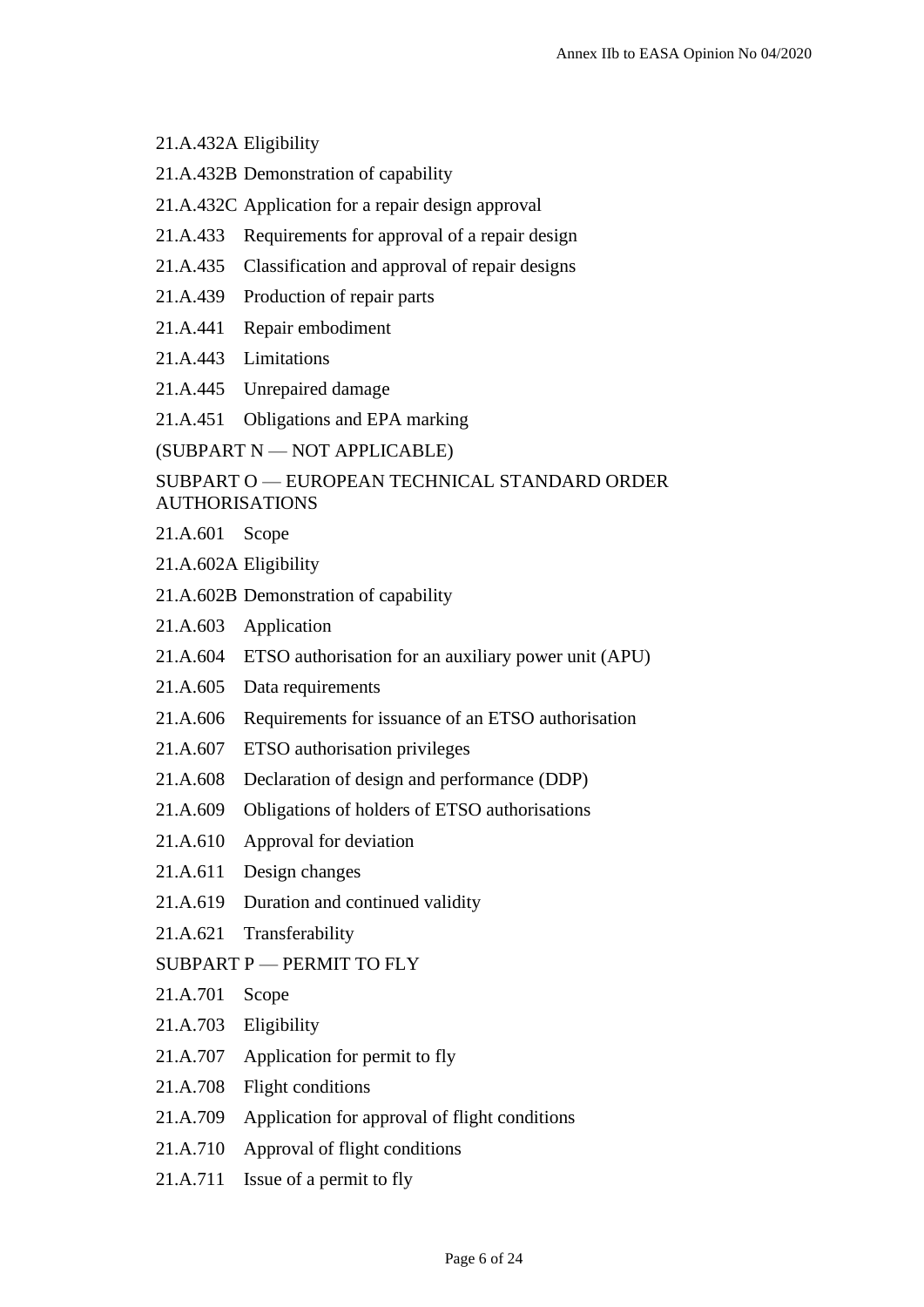21.A.432A Eligibility

21.A.432B Demonstration of capability

21.A.432C Application for a repair design approval

21.A.433 Requirements for approval of a repair design

21.A.435 Classification and approval of repair designs

21.A.439 Production of repair parts

21.A.441 Repair embodiment

21.A.443 Limitations

21.A.445 Unrepaired damage

21.A.451 Obligations and EPA marking

(SUBPART N — NOT APPLICABLE)

SUBPART O — EUROPEAN TECHNICAL STANDARD ORDER AUTHORISATIONS

21.A.601 Scope

21.A.602A Eligibility

21.A.602B Demonstration of capability

21.A.603 Application

21.A.604 ETSO authorisation for an auxiliary power unit (APU)

21.A.605 Data requirements

21.A.606 Requirements for issuance of an ETSO authorisation

21.A.607 ETSO authorisation privileges

21.A.608 Declaration of design and performance (DDP)

21.A.609 Obligations of holders of ETSO authorisations

21.A.610 Approval for deviation

21.A.611 Design changes

21.A.619 Duration and continued validity

21.A.621 Transferability

SUBPART P — PERMIT TO FLY

21.A.701 Scope

21.A.703 Eligibility

21.A.707 Application for permit to fly

21.A.708 Flight conditions

21.A.709 Application for approval of flight conditions

21.A.710 Approval of flight conditions

21.A.711 Issue of a permit to fly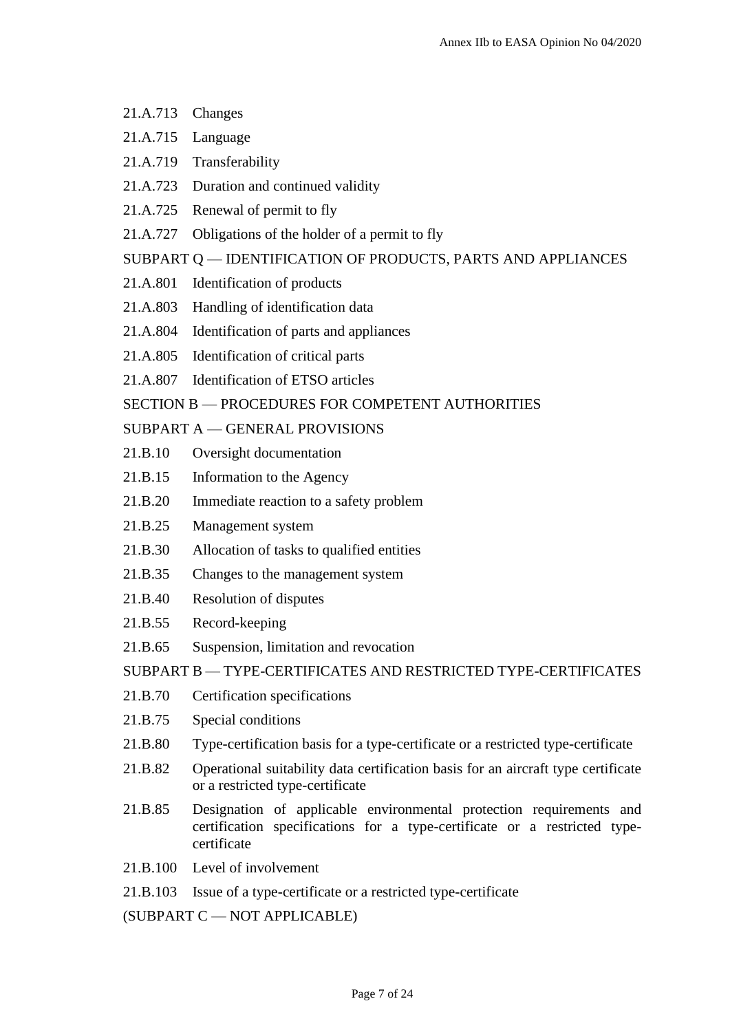21.A.713 Changes

21.A.715 Language

21.A.719 Transferability

21.A.723 Duration and continued validity

21.A.725 Renewal of permit to fly

21.A.727 Obligations of the holder of a permit to fly

SUBPART Q — IDENTIFICATION OF PRODUCTS, PARTS AND APPLIANCES

21.A.801 Identification of products

21.A.803 Handling of identification data

21.A.804 Identification of parts and appliances

21.A.805 Identification of critical parts

21.A.807 Identification of ETSO articles

SECTION B — PROCEDURES FOR COMPETENT AUTHORITIES

SUBPART A — GENERAL PROVISIONS

21.B.10 Oversight documentation

21.B.15 Information to the Agency

21.B.20 Immediate reaction to a safety problem

21.B.25 Management system

21.B.30 Allocation of tasks to qualified entities

21.B.35 Changes to the management system

21.B.40 Resolution of disputes

21.B.55 Record-keeping

21.B.65 Suspension, limitation and revocation

SUBPART B — TYPE-CERTIFICATES AND RESTRICTED TYPE-CERTIFICATES

21.B.70 Certification specifications

21.B.75 Special conditions

21.B.80 Type-certification basis for a type-certificate or a restricted type-certificate

21.B.82 Operational suitability data certification basis for an aircraft type certificate or a restricted type-certificate

21.B.85 Designation of applicable environmental protection requirements and certification specifications for a type-certificate or a restricted type-certificate

21.B.100 Level of involvement

21.B.103 Issue of a type-certificate or a restricted type-certificate

(SUBPART C — NOT APPLICABLE)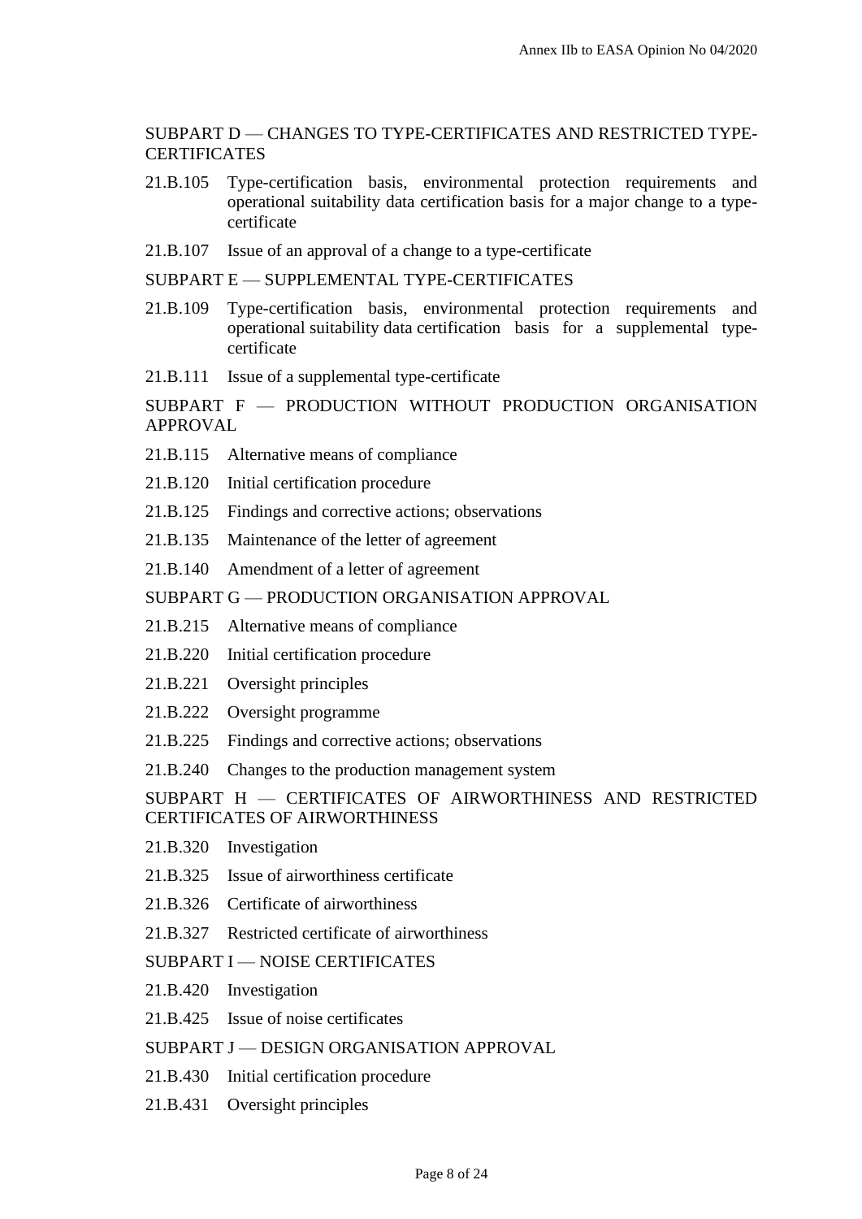SUBPART D — CHANGES TO TYPE-CERTIFICATES AND RESTRICTED TYPE-CERTIFICATES

21.B.105 Type-certification basis, environmental protection requirements and operational suitability data certification basis for a major change to a type-certificate

21.B.107 Issue of an approval of a change to a type-certificate

SUBPART E — SUPPLEMENTAL TYPE-CERTIFICATES

21.B.109 Type-certification basis, environmental protection requirements and operational suitability data certification basis for a supplemental type-certificate

21.B.111 Issue of a supplemental type-certificate

SUBPART F — PRODUCTION WITHOUT PRODUCTION ORGANISATION APPROVAL

21.B.115 Alternative means of compliance

21.B.120 Initial certification procedure

21.B.125 Findings and corrective actions; observations

21.B.135 Maintenance of the letter of agreement

21.B.140 Amendment of a letter of agreement

SUBPART G — PRODUCTION ORGANISATION APPROVAL

21.B.215 Alternative means of compliance

21.B.220 Initial certification procedure

21.B.221 Oversight principles

21.B.222 Oversight programme

21.B.225 Findings and corrective actions; observations

21.B.240 Changes to the production management system

SUBPART H — CERTIFICATES OF AIRWORTHINESS AND RESTRICTED CERTIFICATES OF AIRWORTHINESS

21.B.320 Investigation

21.B.325 Issue of airworthiness certificate

21.B.326 Certificate of airworthiness

21.B.327 Restricted certificate of airworthiness

SUBPART I — NOISE CERTIFICATES

21.B.420 Investigation

21.B.425 Issue of noise certificates

SUBPART J — DESIGN ORGANISATION APPROVAL

21.B.430 Initial certification procedure

21.B.431 Oversight principles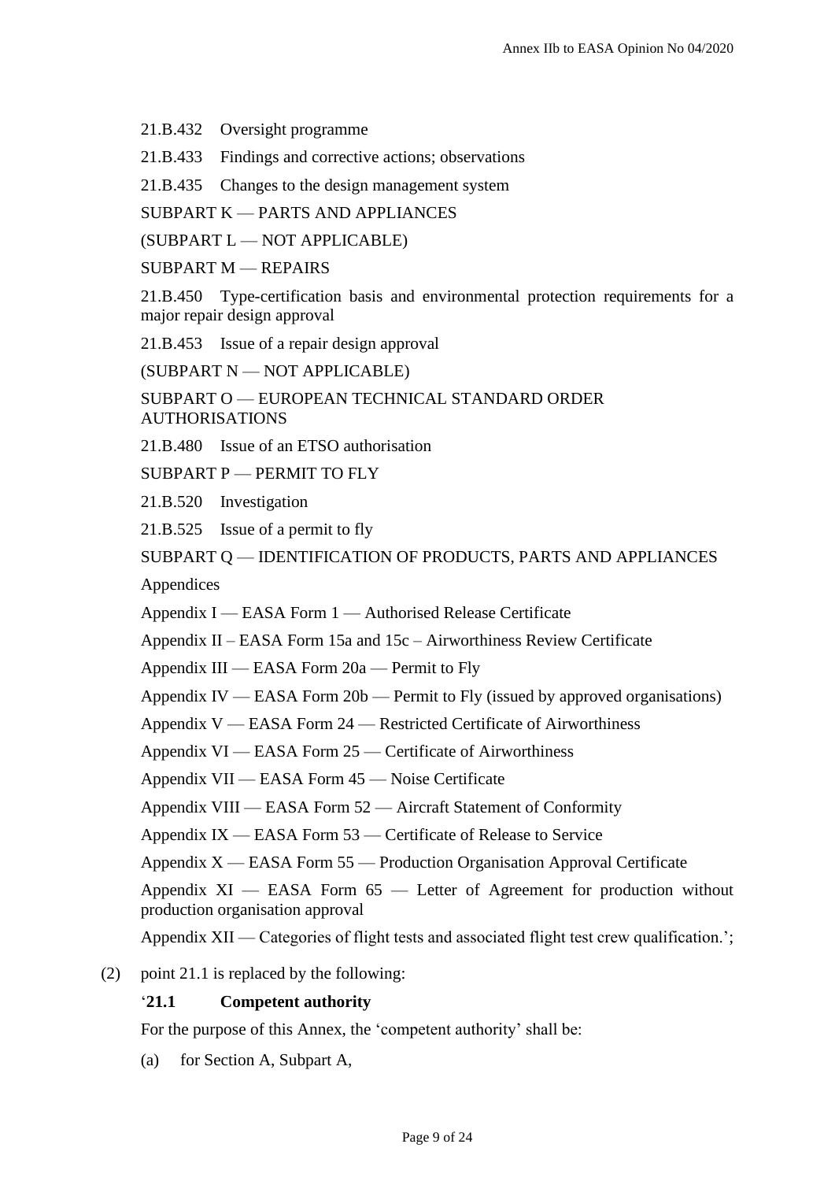21.B.432 Oversight programme

21.B.433 Findings and corrective actions; observations

21.B.435 Changes to the design management system

SUBPART K — PARTS AND APPLIANCES

(SUBPART L — NOT APPLICABLE)

SUBPART M — REPAIRS

21.B.450 Type-certification basis and environmental protection requirements for a major repair design approval

21.B.453 Issue of a repair design approval

(SUBPART N — NOT APPLICABLE)

SUBPART O — EUROPEAN TECHNICAL STANDARD ORDER AUTHORISATIONS

21.B.480 Issue of an ETSO authorisation

SUBPART P — PERMIT TO FLY

21.B.520 Investigation

21.B.525 Issue of a permit to fly

SUBPART Q — IDENTIFICATION OF PRODUCTS, PARTS AND APPLIANCES

Appendices

Appendix I — EASA Form 1 — Authorised Release Certificate

Appendix II – EASA Form 15a and 15c – Airworthiness Review Certificate

Appendix III — EASA Form 20a — Permit to Fly

Appendix IV — EASA Form 20b — Permit to Fly (issued by approved organisations)

Appendix V — EASA Form 24 — Restricted Certificate of Airworthiness

Appendix VI — EASA Form 25 — Certificate of Airworthiness

Appendix VII — EASA Form 45 — Noise Certificate

Appendix VIII — EASA Form 52 — Aircraft Statement of Conformity

Appendix IX — EASA Form 53 — Certificate of Release to Service

Appendix X — EASA Form 55 — Production Organisation Approval Certificate

Appendix XI — EASA Form 65 — Letter of Agreement for production without production organisation approval

Appendix XII — Categories of flight tests and associated flight test crew qualification.';

(2) point 21.1 is replaced by the following:

'**21.1 Competent authority**

For the purpose of this Annex, the 'competent authority' shall be:

(a) for Section A, Subpart A,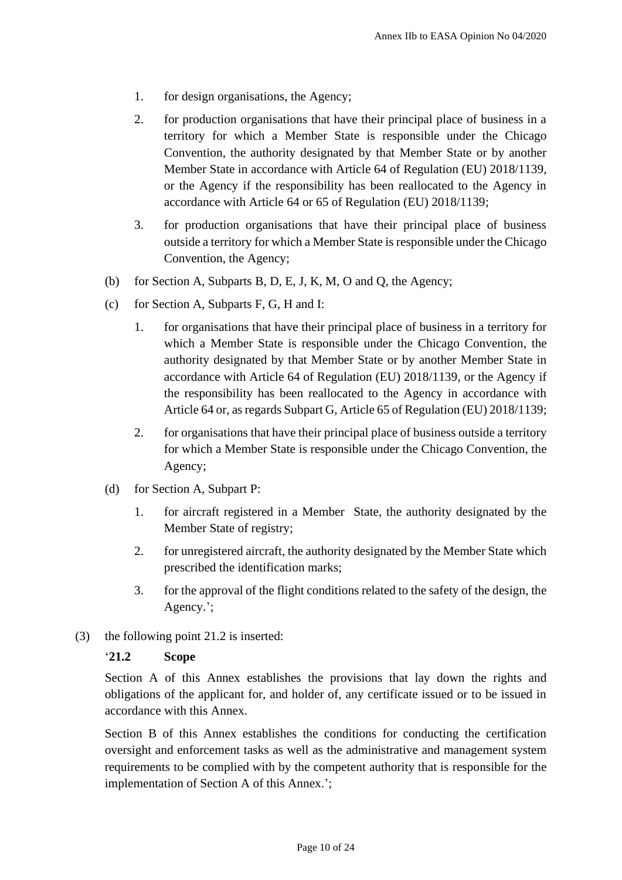1. for design organisations, the Agency;

2. for production organisations that have their principal place of business in a territory for which a Member State is responsible under the Chicago Convention, the authority designated by that Member State or by another Member State in accordance with Article 64 of Regulation (EU) 2018/1139, or the Agency if the responsibility has been reallocated to the Agency in accordance with Article 64 or 65 of Regulation (EU) 2018/1139;

3. for production organisations that have their principal place of business outside a territory for which a Member State is responsible under the Chicago Convention, the Agency;

(b) for Section A, Subparts B, D, E, J, K, M, O and Q, the Agency;

(c) for Section A, Subparts F, G, H and I:

1. for organisations that have their principal place of business in a territory for which a Member State is responsible under the Chicago Convention, the authority designated by that Member State or by another Member State in accordance with Article 64 of Regulation (EU) 2018/1139, or the Agency if the responsibility has been reallocated to the Agency in accordance with Article 64 or, as regards Subpart G, Article 65 of Regulation (EU) 2018/1139;

2. for organisations that have their principal place of business outside a territory for which a Member State is responsible under the Chicago Convention, the Agency;

(d) for Section A, Subpart P:

1. for aircraft registered in a Member State, the authority designated by the Member State of registry;

2. for unregistered aircraft, the authority designated by the Member State which prescribed the identification marks;

3. for the approval of the flight conditions related to the safety of the design, the Agency.';

(3) the following point 21.2 is inserted:

'**21.2 Scope**

Section A of this Annex establishes the provisions that lay down the rights and obligations of the applicant for, and holder of, any certificate issued or to be issued in accordance with this Annex.

Section B of this Annex establishes the conditions for conducting the certification oversight and enforcement tasks as well as the administrative and management system requirements to be complied with by the competent authority that is responsible for the implementation of Section A of this Annex.';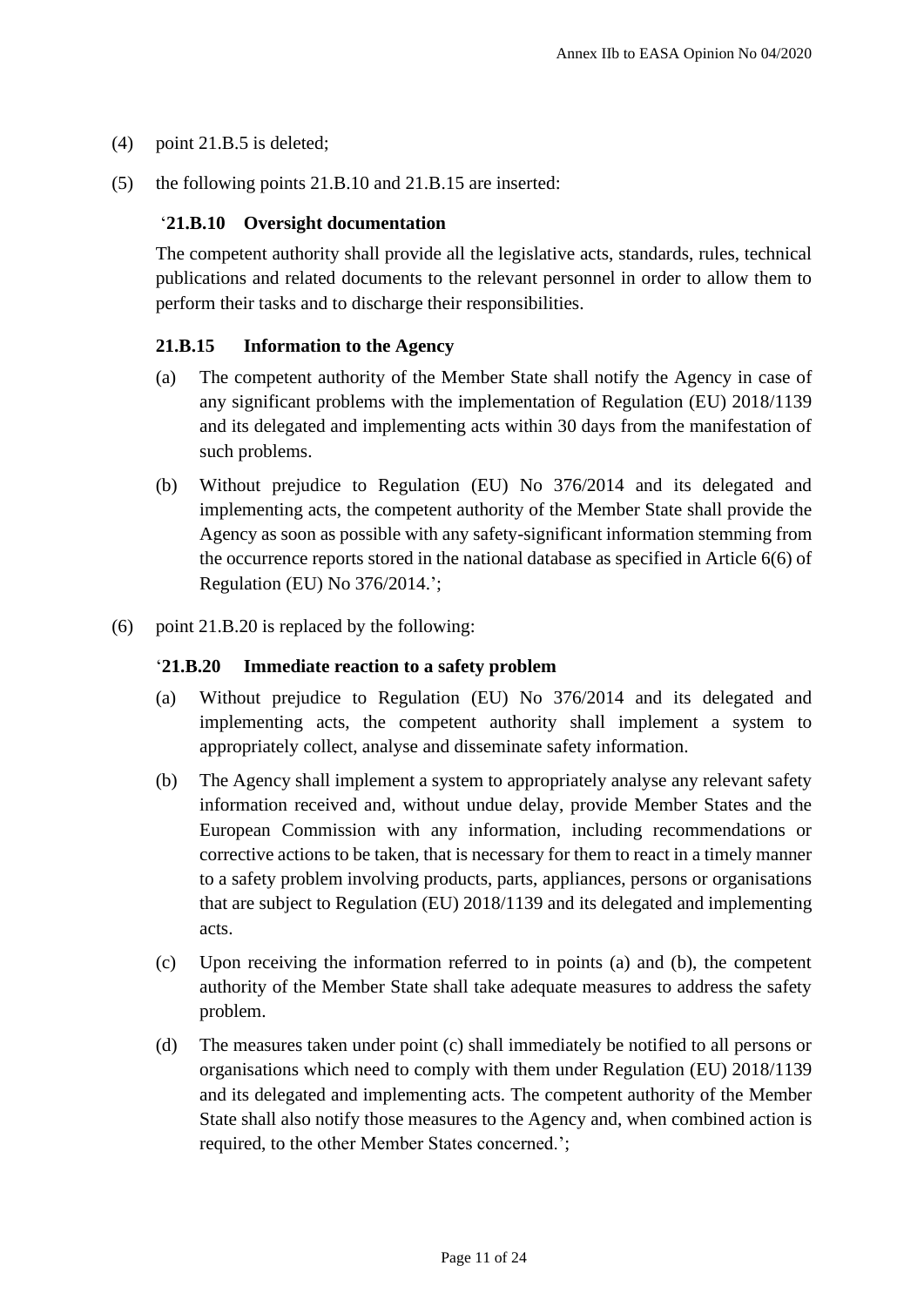(4) point 21.B.5 is deleted;

(5) the following points 21.B.10 and 21.B.15 are inserted:

‘**21.B.10 Oversight documentation**

The competent authority shall provide all the legislative acts, standards, rules, technical publications and related documents to the relevant personnel in order to allow them to perform their tasks and to discharge their responsibilities.

**21.B.15 Information to the Agency**

(a) The competent authority of the Member State shall notify the Agency in case of any significant problems with the implementation of Regulation (EU) 2018/1139 and its delegated and implementing acts within 30 days from the manifestation of such problems.

(b) Without prejudice to Regulation (EU) No 376/2014 and its delegated and implementing acts, the competent authority of the Member State shall provide the Agency as soon as possible with any safety-significant information stemming from the occurrence reports stored in the national database as specified in Article 6(6) of Regulation (EU) No 376/2014.’;

(6) point 21.B.20 is replaced by the following:

‘**21.B.20 Immediate reaction to a safety problem**

(a) Without prejudice to Regulation (EU) No 376/2014 and its delegated and implementing acts, the competent authority shall implement a system to appropriately collect, analyse and disseminate safety information.

(b) The Agency shall implement a system to appropriately analyse any relevant safety information received and, without undue delay, provide Member States and the European Commission with any information, including recommendations or corrective actions to be taken, that is necessary for them to react in a timely manner to a safety problem involving products, parts, appliances, persons or organisations that are subject to Regulation (EU) 2018/1139 and its delegated and implementing acts.

(c) Upon receiving the information referred to in points (a) and (b), the competent authority of the Member State shall take adequate measures to address the safety problem.

(d) The measures taken under point (c) shall immediately be notified to all persons or organisations which need to comply with them under Regulation (EU) 2018/1139 and its delegated and implementing acts. The competent authority of the Member State shall also notify those measures to the Agency and, when combined action is required, to the other Member States concerned.’;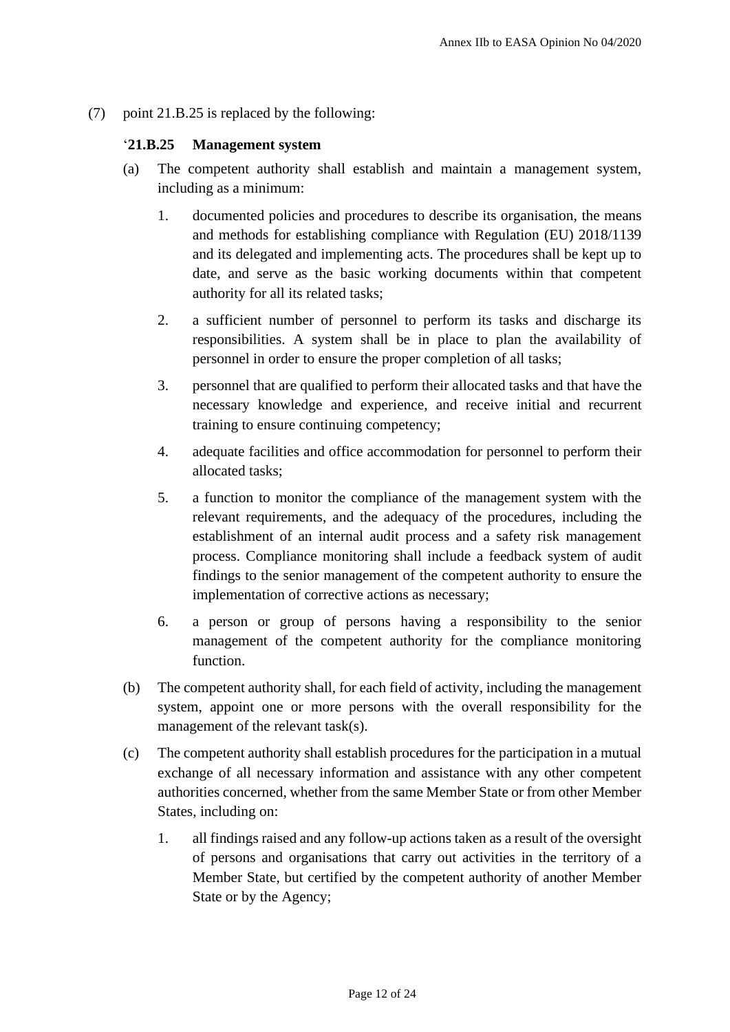(7) point 21.B.25 is replaced by the following:

'**21.B.25 Management system**

(a) The competent authority shall establish and maintain a management system, including as a minimum:

1. documented policies and procedures to describe its organisation, the means and methods for establishing compliance with Regulation (EU) 2018/1139 and its delegated and implementing acts. The procedures shall be kept up to date, and serve as the basic working documents within that competent authority for all its related tasks;

2. a sufficient number of personnel to perform its tasks and discharge its responsibilities. A system shall be in place to plan the availability of personnel in order to ensure the proper completion of all tasks;

3. personnel that are qualified to perform their allocated tasks and that have the necessary knowledge and experience, and receive initial and recurrent training to ensure continuing competency;

4. adequate facilities and office accommodation for personnel to perform their allocated tasks;

5. a function to monitor the compliance of the management system with the relevant requirements, and the adequacy of the procedures, including the establishment of an internal audit process and a safety risk management process. Compliance monitoring shall include a feedback system of audit findings to the senior management of the competent authority to ensure the implementation of corrective actions as necessary;

6. a person or group of persons having a responsibility to the senior management of the competent authority for the compliance monitoring function.

(b) The competent authority shall, for each field of activity, including the management system, appoint one or more persons with the overall responsibility for the management of the relevant task(s).

(c) The competent authority shall establish procedures for the participation in a mutual exchange of all necessary information and assistance with any other competent authorities concerned, whether from the same Member State or from other Member States, including on:

1. all findings raised and any follow-up actions taken as a result of the oversight of persons and organisations that carry out activities in the territory of a Member State, but certified by the competent authority of another Member State or by the Agency;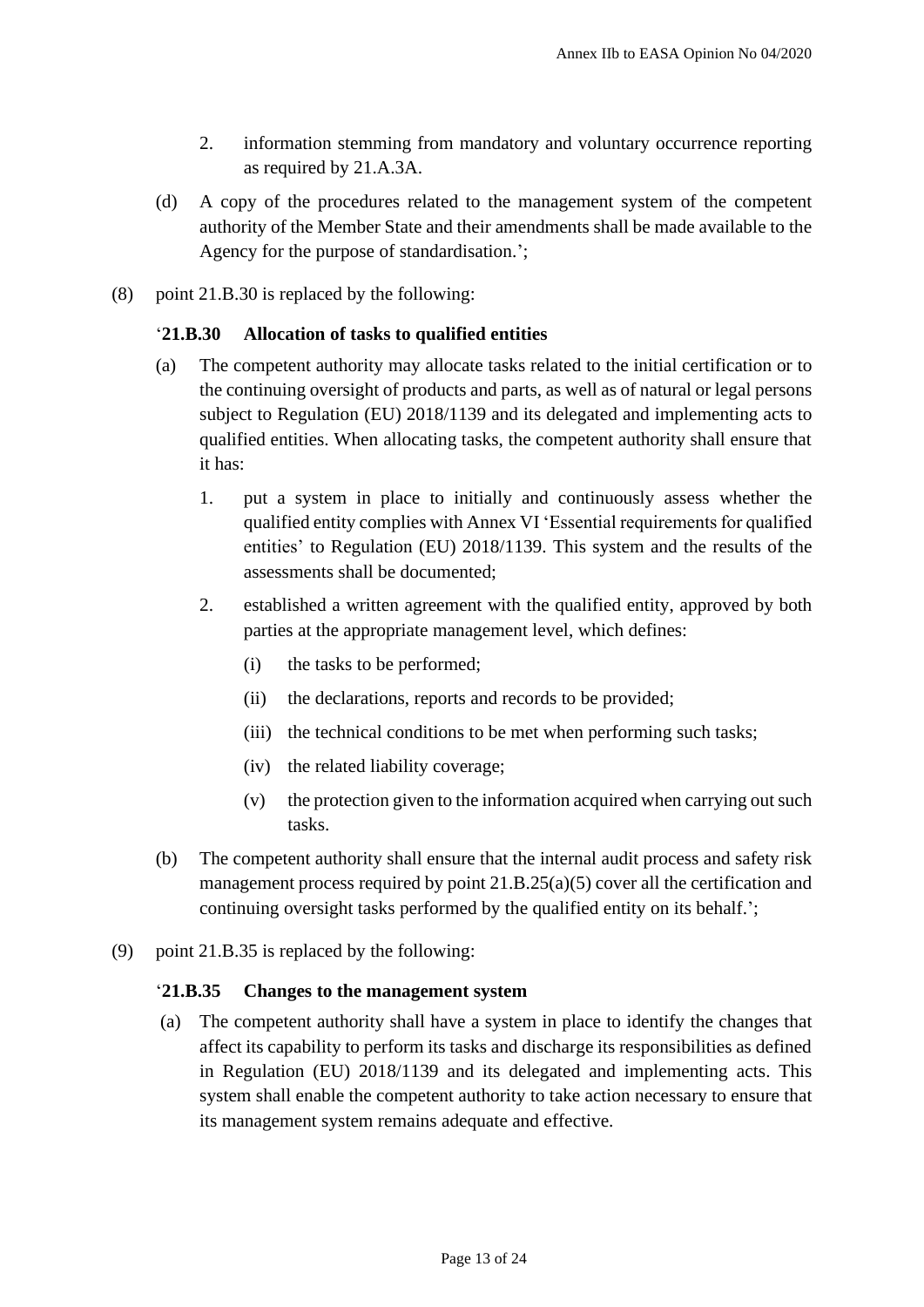2. information stemming from mandatory and voluntary occurrence reporting as required by 21.A.3A.

(d) A copy of the procedures related to the management system of the competent authority of the Member State and their amendments shall be made available to the Agency for the purpose of standardisation.';

(8) point 21.B.30 is replaced by the following:

'**21.B.30 Allocation of tasks to qualified entities**

(a) The competent authority may allocate tasks related to the initial certification or to the continuing oversight of products and parts, as well as of natural or legal persons subject to Regulation (EU) 2018/1139 and its delegated and implementing acts to qualified entities. When allocating tasks, the competent authority shall ensure that it has:

1. put a system in place to initially and continuously assess whether the qualified entity complies with Annex VI 'Essential requirements for qualified entities' to Regulation (EU) 2018/1139. This system and the results of the assessments shall be documented;

2. established a written agreement with the qualified entity, approved by both parties at the appropriate management level, which defines:

   (i) the tasks to be performed;

   (ii) the declarations, reports and records to be provided;

   (iii) the technical conditions to be met when performing such tasks;

   (iv) the related liability coverage;

   (v) the protection given to the information acquired when carrying out such tasks.

(b) The competent authority shall ensure that the internal audit process and safety risk management process required by point 21.B.25(a)(5) cover all the certification and continuing oversight tasks performed by the qualified entity on its behalf.';

(9) point 21.B.35 is replaced by the following:

'**21.B.35 Changes to the management system**

(a) The competent authority shall have a system in place to identify the changes that affect its capability to perform its tasks and discharge its responsibilities as defined in Regulation (EU) 2018/1139 and its delegated and implementing acts. This system shall enable the competent authority to take action necessary to ensure that its management system remains adequate and effective.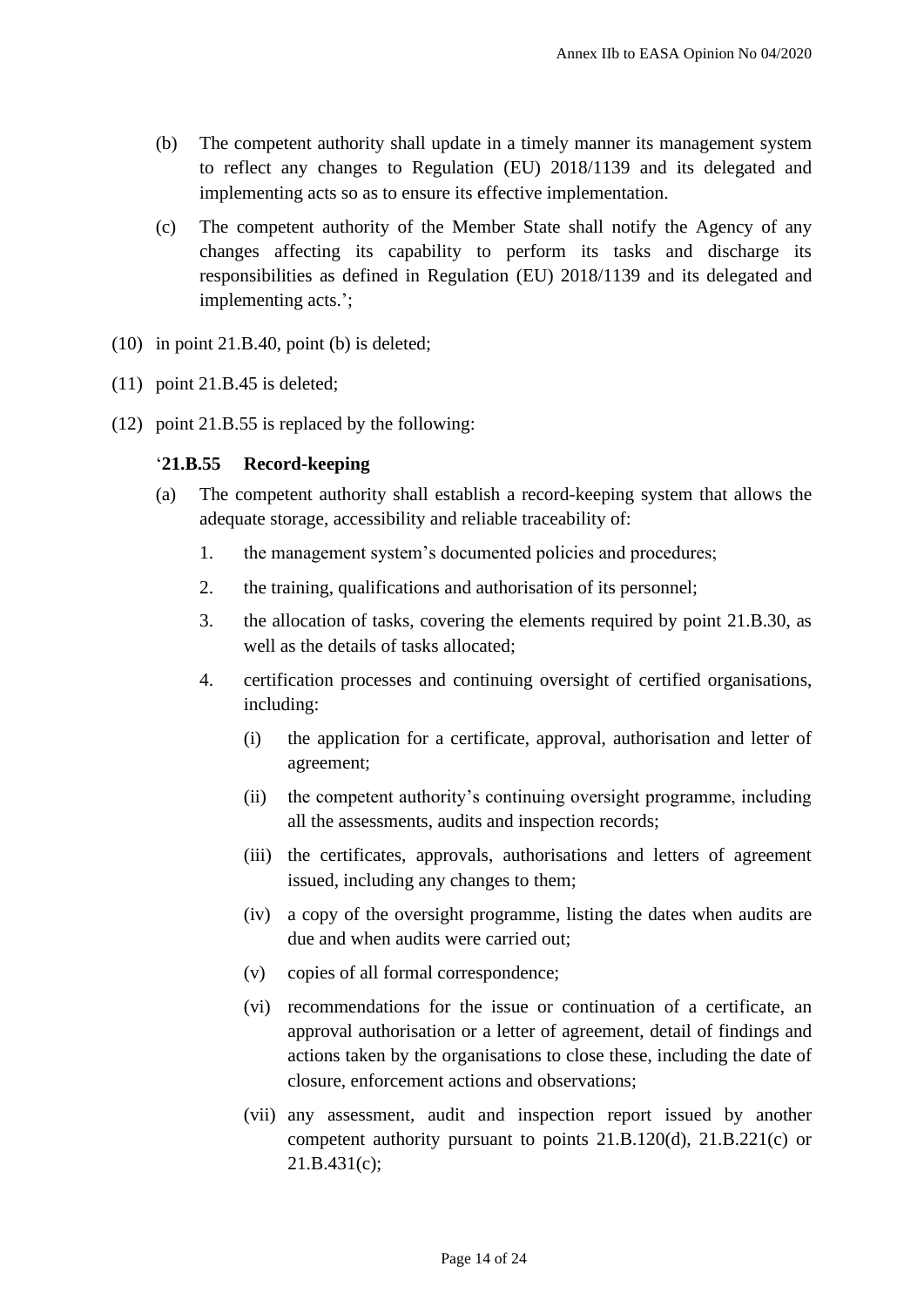(b) The competent authority shall update in a timely manner its management system to reflect any changes to Regulation (EU) 2018/1139 and its delegated and implementing acts so as to ensure its effective implementation.

(c) The competent authority of the Member State shall notify the Agency of any changes affecting its capability to perform its tasks and discharge its responsibilities as defined in Regulation (EU) 2018/1139 and its delegated and implementing acts.';

(10) in point 21.B.40, point (b) is deleted;

(11) point 21.B.45 is deleted;

(12) point 21.B.55 is replaced by the following:

'**21.B.55 Record-keeping**

(a) The competent authority shall establish a record-keeping system that allows the adequate storage, accessibility and reliable traceability of:

1. the management system's documented policies and procedures;

2. the training, qualifications and authorisation of its personnel;

3. the allocation of tasks, covering the elements required by point 21.B.30, as well as the details of tasks allocated;

4. certification processes and continuing oversight of certified organisations, including:

   (i) the application for a certificate, approval, authorisation and letter of agreement;

   (ii) the competent authority's continuing oversight programme, including all the assessments, audits and inspection records;

   (iii) the certificates, approvals, authorisations and letters of agreement issued, including any changes to them;

   (iv) a copy of the oversight programme, listing the dates when audits are due and when audits were carried out;

   (v) copies of all formal correspondence;

   (vi) recommendations for the issue or continuation of a certificate, an approval authorisation or a letter of agreement, detail of findings and actions taken by the organisations to close these, including the date of closure, enforcement actions and observations;

   (vii) any assessment, audit and inspection report issued by another competent authority pursuant to points 21.B.120(d), 21.B.221(c) or 21.B.431(c);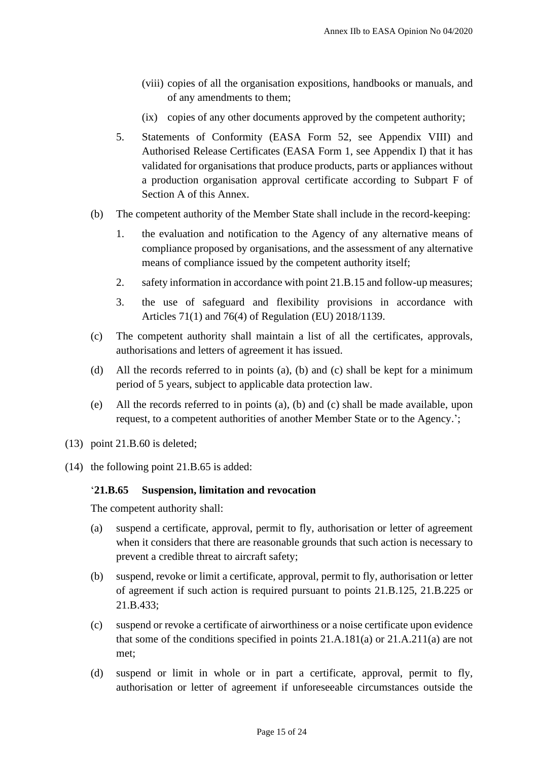(viii) copies of all the organisation expositions, handbooks or manuals, and of any amendments to them;

(ix) copies of any other documents approved by the competent authority;

5. Statements of Conformity (EASA Form 52, see Appendix VIII) and Authorised Release Certificates (EASA Form 1, see Appendix I) that it has validated for organisations that produce products, parts or appliances without a production organisation approval certificate according to Subpart F of Section A of this Annex.

(b) The competent authority of the Member State shall include in the record-keeping:

1. the evaluation and notification to the Agency of any alternative means of compliance proposed by organisations, and the assessment of any alternative means of compliance issued by the competent authority itself;

2. safety information in accordance with point 21.B.15 and follow-up measures;

3. the use of safeguard and flexibility provisions in accordance with Articles 71(1) and 76(4) of Regulation (EU) 2018/1139.

(c) The competent authority shall maintain a list of all the certificates, approvals, authorisations and letters of agreement it has issued.

(d) All the records referred to in points (a), (b) and (c) shall be kept for a minimum period of 5 years, subject to applicable data protection law.

(e) All the records referred to in points (a), (b) and (c) shall be made available, upon request, to a competent authorities of another Member State or to the Agency.';

(13) point 21.B.60 is deleted;

(14) the following point 21.B.65 is added:

'**21.B.65 Suspension, limitation and revocation**

The competent authority shall:

(a) suspend a certificate, approval, permit to fly, authorisation or letter of agreement when it considers that there are reasonable grounds that such action is necessary to prevent a credible threat to aircraft safety;

(b) suspend, revoke or limit a certificate, approval, permit to fly, authorisation or letter of agreement if such action is required pursuant to points 21.B.125, 21.B.225 or 21.B.433;

(c) suspend or revoke a certificate of airworthiness or a noise certificate upon evidence that some of the conditions specified in points 21.A.181(a) or 21.A.211(a) are not met;

(d) suspend or limit in whole or in part a certificate, approval, permit to fly, authorisation or letter of agreement if unforeseeable circumstances outside the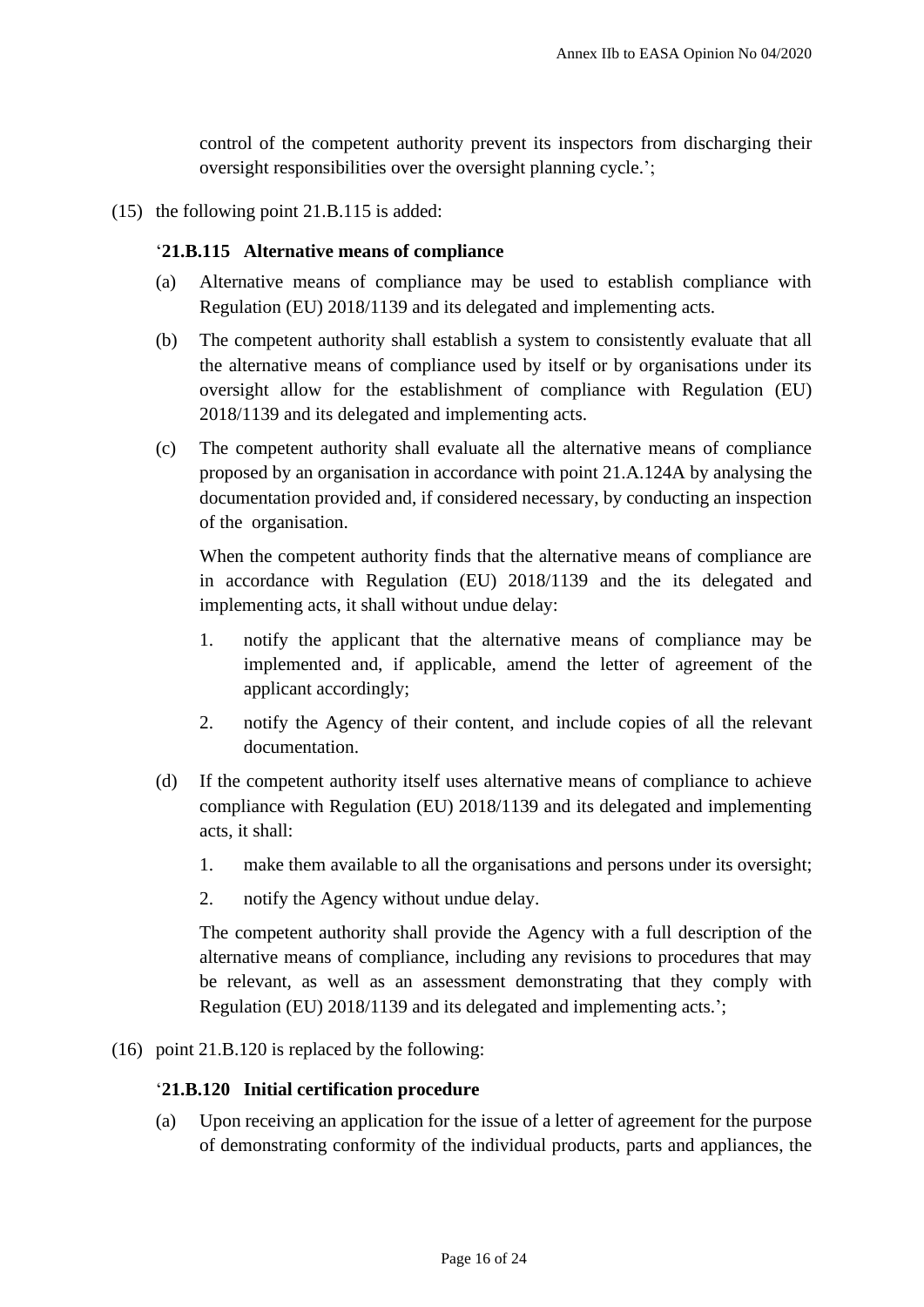control of the competent authority prevent its inspectors from discharging their oversight responsibilities over the oversight planning cycle.’;

(15) the following point 21.B.115 is added:

‘**21.B.115 Alternative means of compliance**

(a) Alternative means of compliance may be used to establish compliance with Regulation (EU) 2018/1139 and its delegated and implementing acts.

(b) The competent authority shall establish a system to consistently evaluate that all the alternative means of compliance used by itself or by organisations under its oversight allow for the establishment of compliance with Regulation (EU) 2018/1139 and its delegated and implementing acts.

(c) The competent authority shall evaluate all the alternative means of compliance proposed by an organisation in accordance with point 21.A.124A by analysing the documentation provided and, if considered necessary, by conducting an inspection of the organisation.

When the competent authority finds that the alternative means of compliance are in accordance with Regulation (EU) 2018/1139 and the its delegated and implementing acts, it shall without undue delay:

1. notify the applicant that the alternative means of compliance may be implemented and, if applicable, amend the letter of agreement of the applicant accordingly;
2. notify the Agency of their content, and include copies of all the relevant documentation.

(d) If the competent authority itself uses alternative means of compliance to achieve compliance with Regulation (EU) 2018/1139 and its delegated and implementing acts, it shall:

1. make them available to all the organisations and persons under its oversight;
2. notify the Agency without undue delay.

The competent authority shall provide the Agency with a full description of the alternative means of compliance, including any revisions to procedures that may be relevant, as well as an assessment demonstrating that they comply with Regulation (EU) 2018/1139 and its delegated and implementing acts.’;

(16) point 21.B.120 is replaced by the following:

‘**21.B.120 Initial certification procedure**

(a) Upon receiving an application for the issue of a letter of agreement for the purpose of demonstrating conformity of the individual products, parts and appliances, the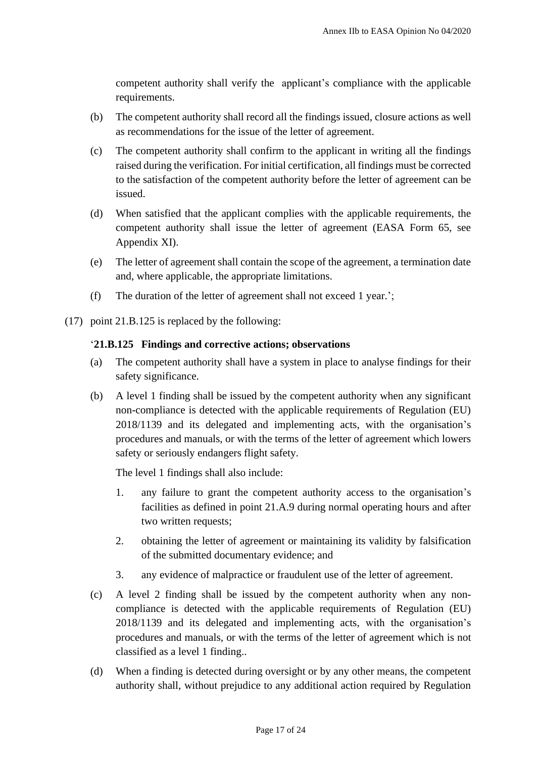competent authority shall verify the applicant's compliance with the applicable requirements.

(b) The competent authority shall record all the findings issued, closure actions as well as recommendations for the issue of the letter of agreement.

(c) The competent authority shall confirm to the applicant in writing all the findings raised during the verification. For initial certification, all findings must be corrected to the satisfaction of the competent authority before the letter of agreement can be issued.

(d) When satisfied that the applicant complies with the applicable requirements, the competent authority shall issue the letter of agreement (EASA Form 65, see Appendix XI).

(e) The letter of agreement shall contain the scope of the agreement, a termination date and, where applicable, the appropriate limitations.

(f) The duration of the letter of agreement shall not exceed 1 year.';

(17) point 21.B.125 is replaced by the following:

'**21.B.125 Findings and corrective actions; observations**

(a) The competent authority shall have a system in place to analyse findings for their safety significance.

(b) A level 1 finding shall be issued by the competent authority when any significant non-compliance is detected with the applicable requirements of Regulation (EU) 2018/1139 and its delegated and implementing acts, with the organisation's procedures and manuals, or with the terms of the letter of agreement which lowers safety or seriously endangers flight safety.

The level 1 findings shall also include:

1. any failure to grant the competent authority access to the organisation's facilities as defined in point 21.A.9 during normal operating hours and after two written requests;

2. obtaining the letter of agreement or maintaining its validity by falsification of the submitted documentary evidence; and

3. any evidence of malpractice or fraudulent use of the letter of agreement.

(c) A level 2 finding shall be issued by the competent authority when any non-compliance is detected with the applicable requirements of Regulation (EU) 2018/1139 and its delegated and implementing acts, with the organisation's procedures and manuals, or with the terms of the letter of agreement which is not classified as a level 1 finding..

(d) When a finding is detected during oversight or by any other means, the competent authority shall, without prejudice to any additional action required by Regulation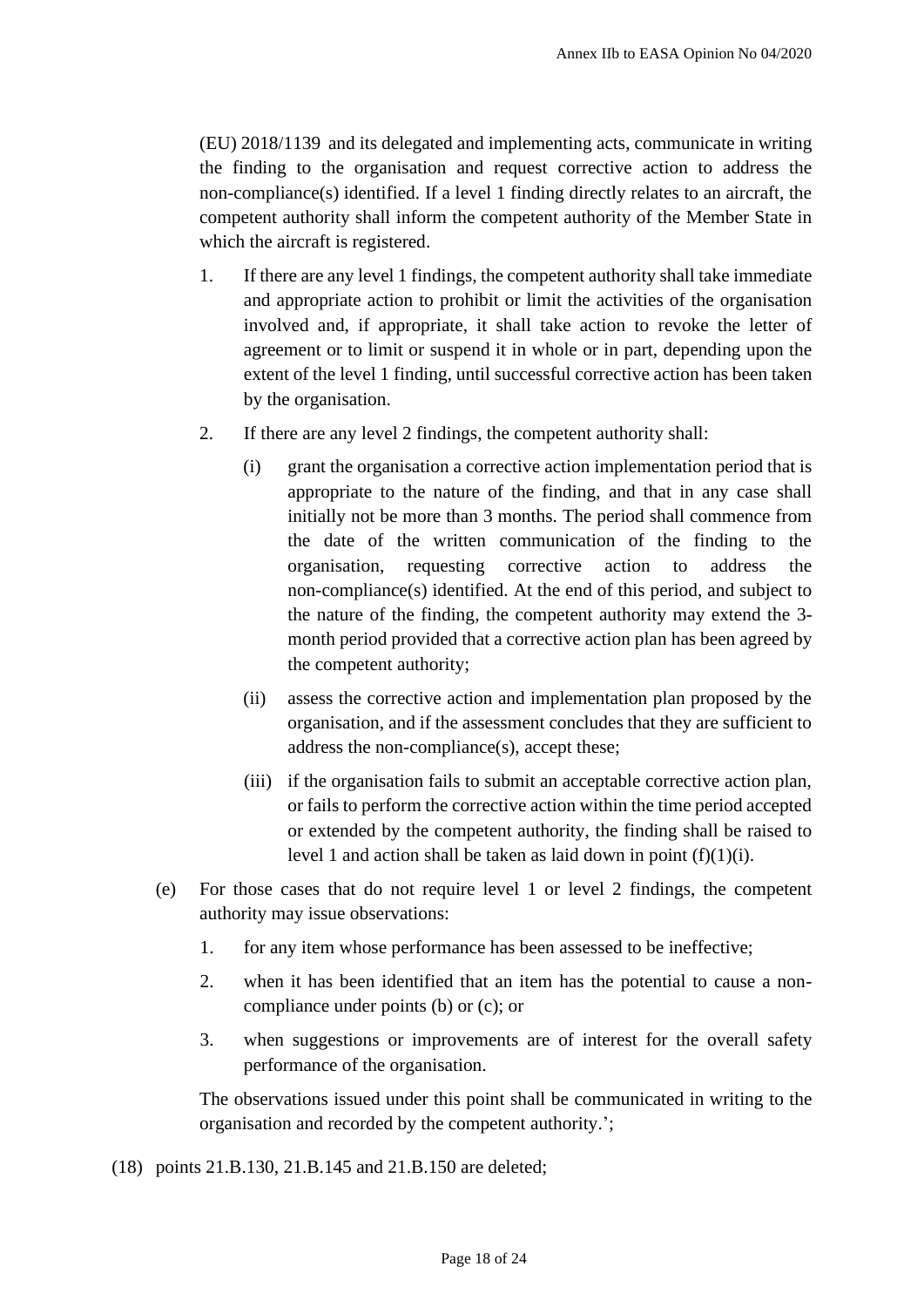(EU) 2018/1139 and its delegated and implementing acts, communicate in writing the finding to the organisation and request corrective action to address the non-compliance(s) identified. If a level 1 finding directly relates to an aircraft, the competent authority shall inform the competent authority of the Member State in which the aircraft is registered.

1. If there are any level 1 findings, the competent authority shall take immediate and appropriate action to prohibit or limit the activities of the organisation involved and, if appropriate, it shall take action to revoke the letter of agreement or to limit or suspend it in whole or in part, depending upon the extent of the level 1 finding, until successful corrective action has been taken by the organisation.

2. If there are any level 2 findings, the competent authority shall:

   (i) grant the organisation a corrective action implementation period that is appropriate to the nature of the finding, and that in any case shall initially not be more than 3 months. The period shall commence from the date of the written communication of the finding to the organisation, requesting corrective action to address the non-compliance(s) identified. At the end of this period, and subject to the nature of the finding, the competent authority may extend the 3-month period provided that a corrective action plan has been agreed by the competent authority;

   (ii) assess the corrective action and implementation plan proposed by the organisation, and if the assessment concludes that they are sufficient to address the non-compliance(s), accept these;

   (iii) if the organisation fails to submit an acceptable corrective action plan, or fails to perform the corrective action within the time period accepted or extended by the competent authority, the finding shall be raised to level 1 and action shall be taken as laid down in point (f)(1)(i).

(e) For those cases that do not require level 1 or level 2 findings, the competent authority may issue observations:

1. for any item whose performance has been assessed to be ineffective;

2. when it has been identified that an item has the potential to cause a non-compliance under points (b) or (c); or

3. when suggestions or improvements are of interest for the overall safety performance of the organisation.

The observations issued under this point shall be communicated in writing to the organisation and recorded by the competent authority.';

(18) points 21.B.130, 21.B.145 and 21.B.150 are deleted;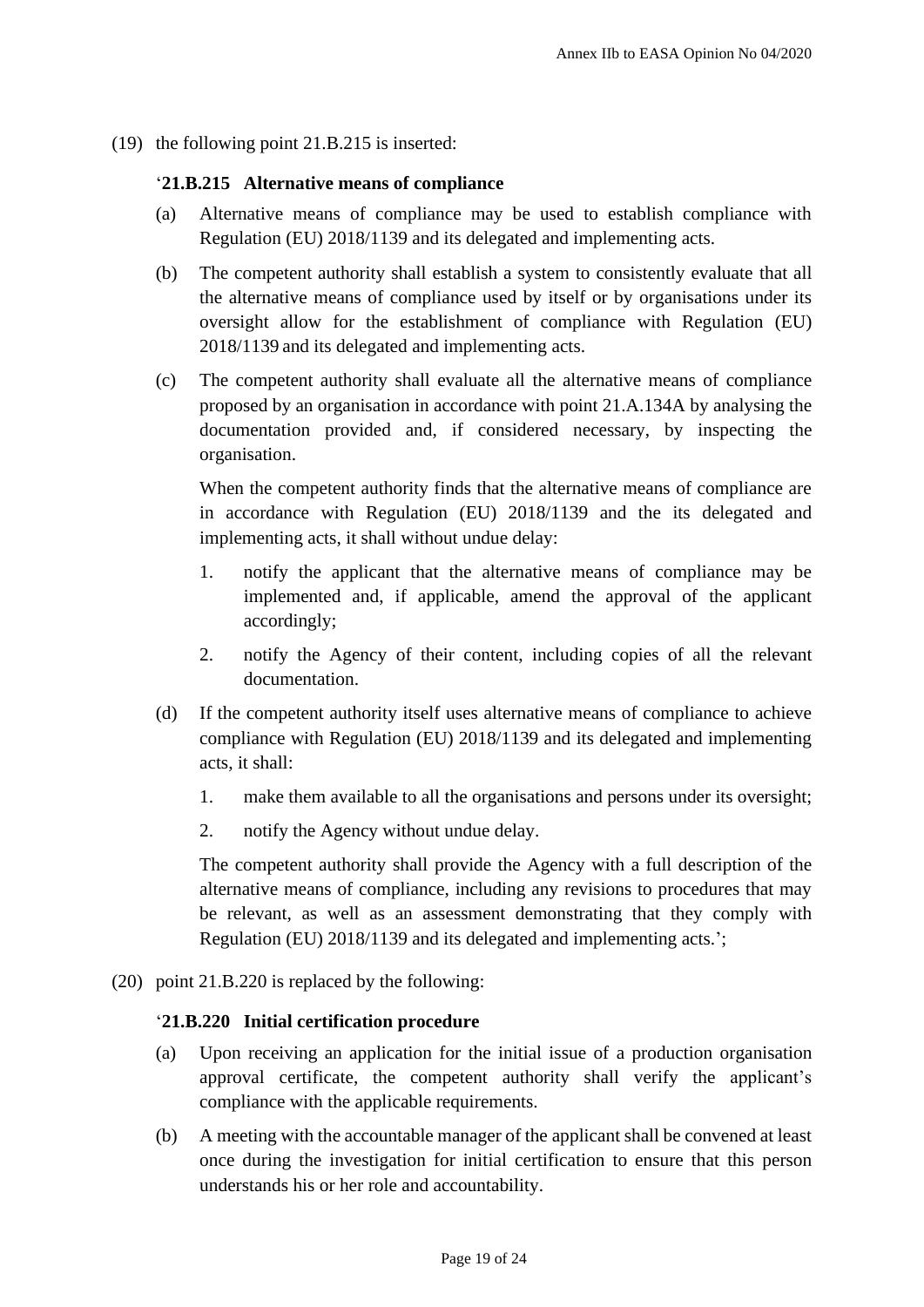(19) the following point 21.B.215 is inserted:

'**21.B.215 Alternative means of compliance**

(a) Alternative means of compliance may be used to establish compliance with Regulation (EU) 2018/1139 and its delegated and implementing acts.

(b) The competent authority shall establish a system to consistently evaluate that all the alternative means of compliance used by itself or by organisations under its oversight allow for the establishment of compliance with Regulation (EU) 2018/1139 and its delegated and implementing acts.

(c) The competent authority shall evaluate all the alternative means of compliance proposed by an organisation in accordance with point 21.A.134A by analysing the documentation provided and, if considered necessary, by inspecting the organisation.

When the competent authority finds that the alternative means of compliance are in accordance with Regulation (EU) 2018/1139 and the its delegated and implementing acts, it shall without undue delay:

1. notify the applicant that the alternative means of compliance may be implemented and, if applicable, amend the approval of the applicant accordingly;
2. notify the Agency of their content, including copies of all the relevant documentation.

(d) If the competent authority itself uses alternative means of compliance to achieve compliance with Regulation (EU) 2018/1139 and its delegated and implementing acts, it shall:

1. make them available to all the organisations and persons under its oversight;
2. notify the Agency without undue delay.

The competent authority shall provide the Agency with a full description of the alternative means of compliance, including any revisions to procedures that may be relevant, as well as an assessment demonstrating that they comply with Regulation (EU) 2018/1139 and its delegated and implementing acts.';

(20) point 21.B.220 is replaced by the following:

'**21.B.220 Initial certification procedure**

(a) Upon receiving an application for the initial issue of a production organisation approval certificate, the competent authority shall verify the applicant's compliance with the applicable requirements.

(b) A meeting with the accountable manager of the applicant shall be convened at least once during the investigation for initial certification to ensure that this person understands his or her role and accountability.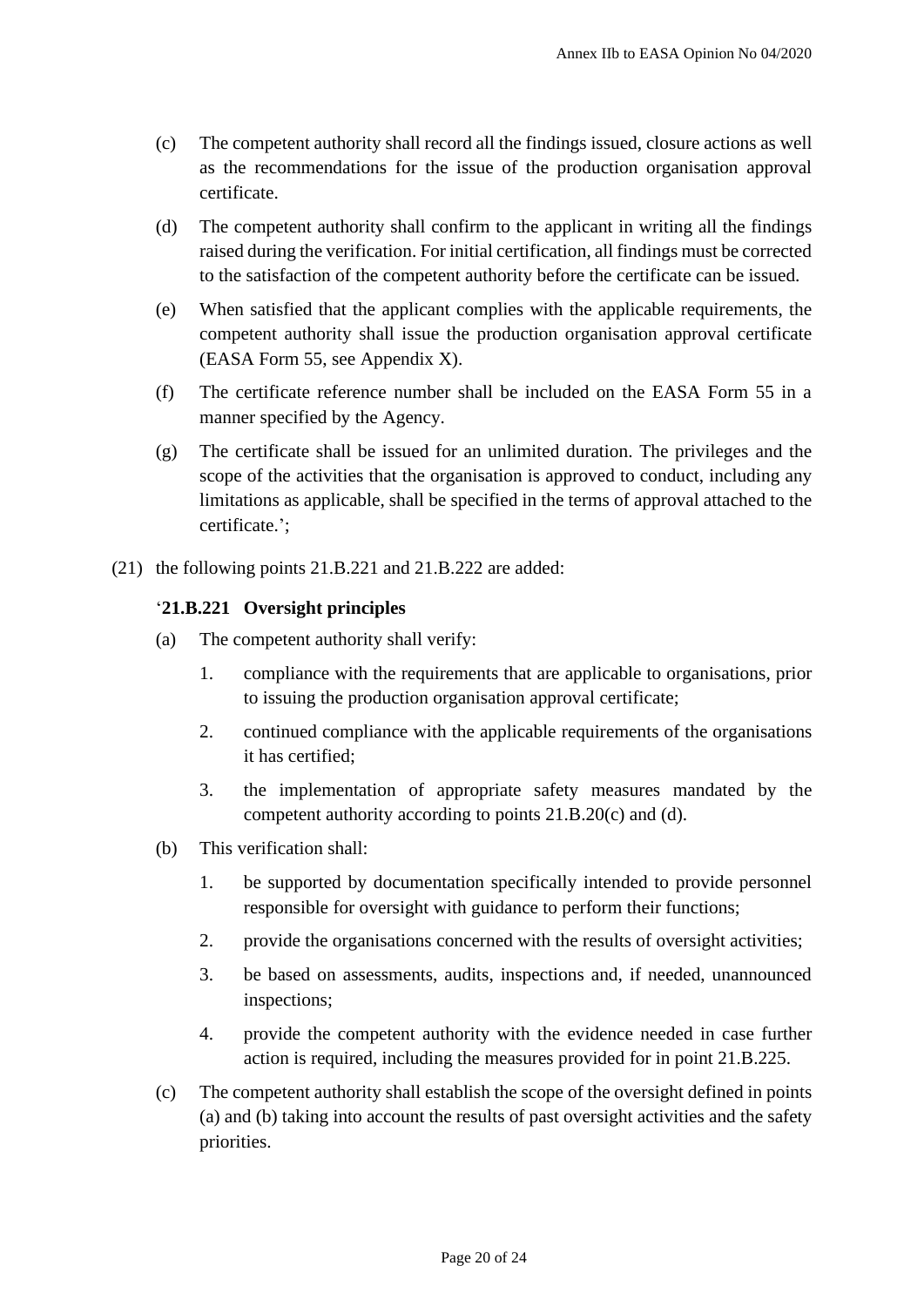(c) The competent authority shall record all the findings issued, closure actions as well as the recommendations for the issue of the production organisation approval certificate.

(d) The competent authority shall confirm to the applicant in writing all the findings raised during the verification. For initial certification, all findings must be corrected to the satisfaction of the competent authority before the certificate can be issued.

(e) When satisfied that the applicant complies with the applicable requirements, the competent authority shall issue the production organisation approval certificate (EASA Form 55, see Appendix X).

(f) The certificate reference number shall be included on the EASA Form 55 in a manner specified by the Agency.

(g) The certificate shall be issued for an unlimited duration. The privileges and the scope of the activities that the organisation is approved to conduct, including any limitations as applicable, shall be specified in the terms of approval attached to the certificate.';

(21) the following points 21.B.221 and 21.B.222 are added:

'**21.B.221 Oversight principles**

(a) The competent authority shall verify:

1. compliance with the requirements that are applicable to organisations, prior to issuing the production organisation approval certificate;

2. continued compliance with the applicable requirements of the organisations it has certified;

3. the implementation of appropriate safety measures mandated by the competent authority according to points 21.B.20(c) and (d).

(b) This verification shall:

1. be supported by documentation specifically intended to provide personnel responsible for oversight with guidance to perform their functions;

2. provide the organisations concerned with the results of oversight activities;

3. be based on assessments, audits, inspections and, if needed, unannounced inspections;

4. provide the competent authority with the evidence needed in case further action is required, including the measures provided for in point 21.B.225.

(c) The competent authority shall establish the scope of the oversight defined in points (a) and (b) taking into account the results of past oversight activities and the safety priorities.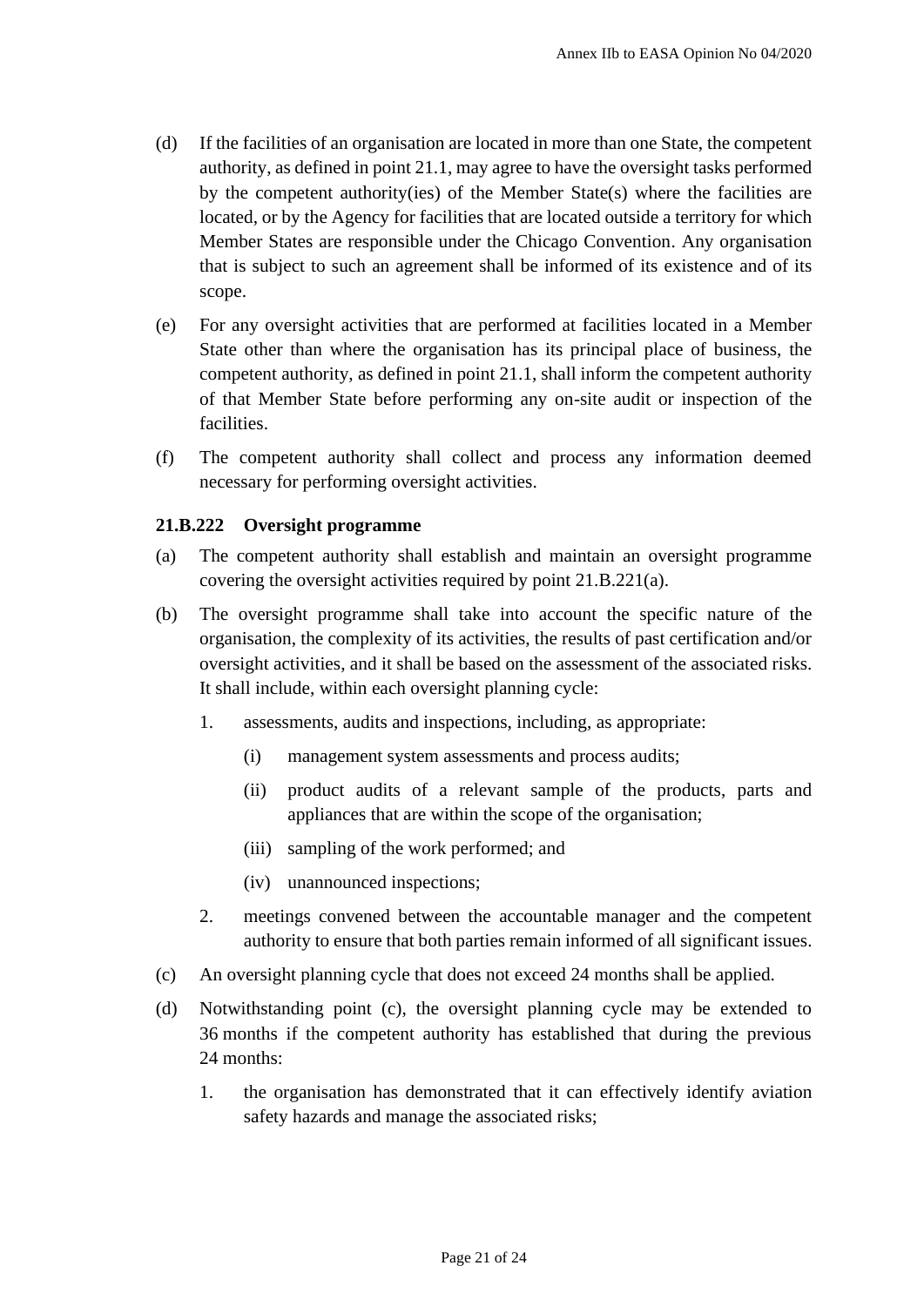(d) If the facilities of an organisation are located in more than one State, the competent authority, as defined in point 21.1, may agree to have the oversight tasks performed by the competent authority(ies) of the Member State(s) where the facilities are located, or by the Agency for facilities that are located outside a territory for which Member States are responsible under the Chicago Convention. Any organisation that is subject to such an agreement shall be informed of its existence and of its scope.

(e) For any oversight activities that are performed at facilities located in a Member State other than where the organisation has its principal place of business, the competent authority, as defined in point 21.1, shall inform the competent authority of that Member State before performing any on-site audit or inspection of the facilities.

(f) The competent authority shall collect and process any information deemed necessary for performing oversight activities.

**21.B.222 Oversight programme**

(a) The competent authority shall establish and maintain an oversight programme covering the oversight activities required by point 21.B.221(a).

(b) The oversight programme shall take into account the specific nature of the organisation, the complexity of its activities, the results of past certification and/or oversight activities, and it shall be based on the assessment of the associated risks. It shall include, within each oversight planning cycle:

   1. assessments, audits and inspections, including, as appropriate:

      (i) management system assessments and process audits;

      (ii) product audits of a relevant sample of the products, parts and appliances that are within the scope of the organisation;

      (iii) sampling of the work performed; and

      (iv) unannounced inspections;

   2. meetings convened between the accountable manager and the competent authority to ensure that both parties remain informed of all significant issues.

(c) An oversight planning cycle that does not exceed 24 months shall be applied.

(d) Notwithstanding point (c), the oversight planning cycle may be extended to 36 months if the competent authority has established that during the previous 24 months:

   1. the organisation has demonstrated that it can effectively identify aviation safety hazards and manage the associated risks;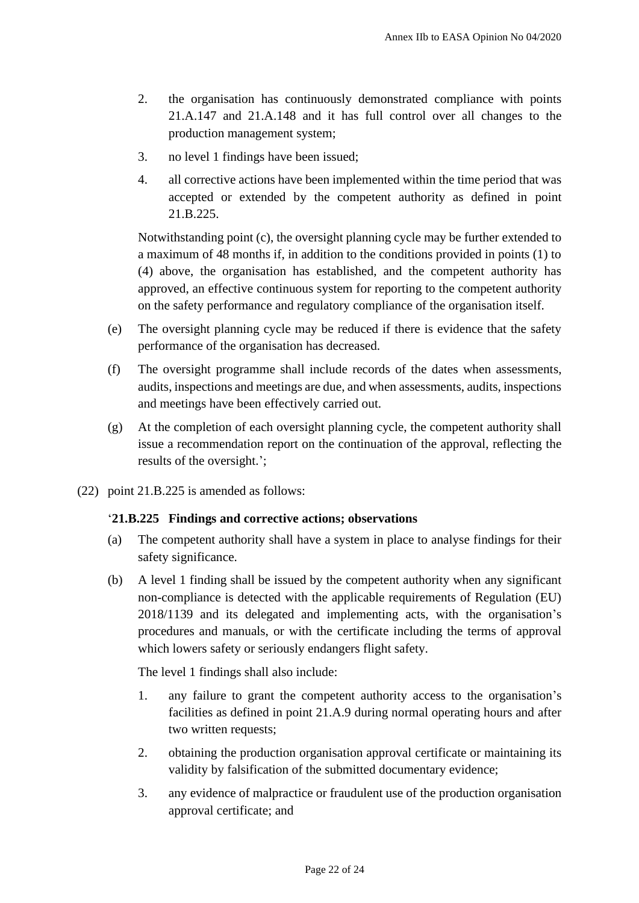2. the organisation has continuously demonstrated compliance with points 21.A.147 and 21.A.148 and it has full control over all changes to the production management system;

3. no level 1 findings have been issued;

4. all corrective actions have been implemented within the time period that was accepted or extended by the competent authority as defined in point 21.B.225.

Notwithstanding point (c), the oversight planning cycle may be further extended to a maximum of 48 months if, in addition to the conditions provided in points (1) to (4) above, the organisation has established, and the competent authority has approved, an effective continuous system for reporting to the competent authority on the safety performance and regulatory compliance of the organisation itself.

(e) The oversight planning cycle may be reduced if there is evidence that the safety performance of the organisation has decreased.

(f) The oversight programme shall include records of the dates when assessments, audits, inspections and meetings are due, and when assessments, audits, inspections and meetings have been effectively carried out.

(g) At the completion of each oversight planning cycle, the competent authority shall issue a recommendation report on the continuation of the approval, reflecting the results of the oversight.';

(22) point 21.B.225 is amended as follows:

'**21.B.225 Findings and corrective actions; observations**

(a) The competent authority shall have a system in place to analyse findings for their safety significance.

(b) A level 1 finding shall be issued by the competent authority when any significant non-compliance is detected with the applicable requirements of Regulation (EU) 2018/1139 and its delegated and implementing acts, with the organisation's procedures and manuals, or with the certificate including the terms of approval which lowers safety or seriously endangers flight safety.

The level 1 findings shall also include:

1. any failure to grant the competent authority access to the organisation's facilities as defined in point 21.A.9 during normal operating hours and after two written requests;

2. obtaining the production organisation approval certificate or maintaining its validity by falsification of the submitted documentary evidence;

3. any evidence of malpractice or fraudulent use of the production organisation approval certificate; and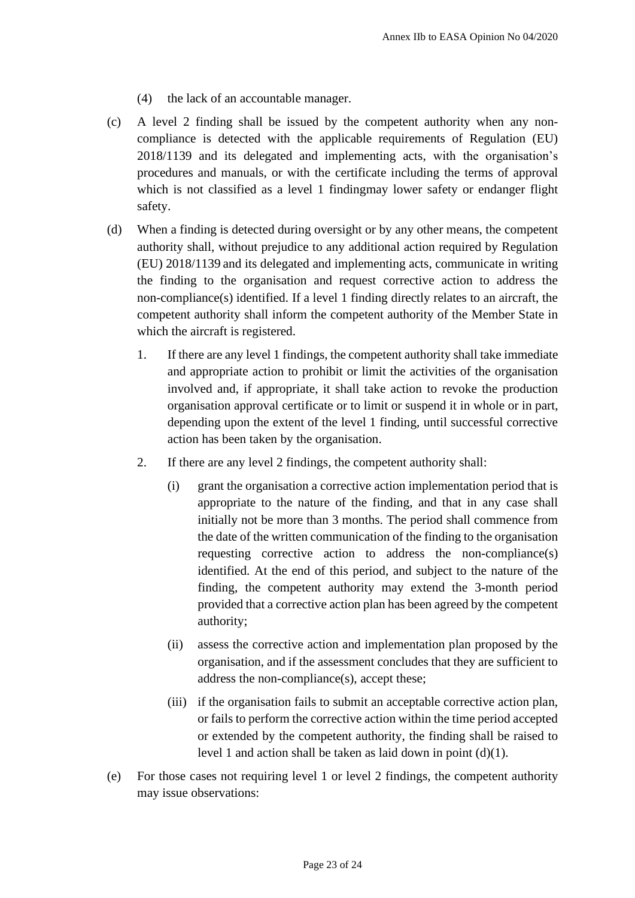(4) the lack of an accountable manager.

(c) A level 2 finding shall be issued by the competent authority when any non-compliance is detected with the applicable requirements of Regulation (EU) 2018/1139 and its delegated and implementing acts, with the organisation's procedures and manuals, or with the certificate including the terms of approval which is not classified as a level 1 findingmay lower safety or endanger flight safety.

(d) When a finding is detected during oversight or by any other means, the competent authority shall, without prejudice to any additional action required by Regulation (EU) 2018/1139 and its delegated and implementing acts, communicate in writing the finding to the organisation and request corrective action to address the non-compliance(s) identified. If a level 1 finding directly relates to an aircraft, the competent authority shall inform the competent authority of the Member State in which the aircraft is registered.

   1. If there are any level 1 findings, the competent authority shall take immediate and appropriate action to prohibit or limit the activities of the organisation involved and, if appropriate, it shall take action to revoke the production organisation approval certificate or to limit or suspend it in whole or in part, depending upon the extent of the level 1 finding, until successful corrective action has been taken by the organisation.

   2. If there are any level 2 findings, the competent authority shall:

      (i) grant the organisation a corrective action implementation period that is appropriate to the nature of the finding, and that in any case shall initially not be more than 3 months. The period shall commence from the date of the written communication of the finding to the organisation requesting corrective action to address the non-compliance(s) identified. At the end of this period, and subject to the nature of the finding, the competent authority may extend the 3-month period provided that a corrective action plan has been agreed by the competent authority;

      (ii) assess the corrective action and implementation plan proposed by the organisation, and if the assessment concludes that they are sufficient to address the non-compliance(s), accept these;

      (iii) if the organisation fails to submit an acceptable corrective action plan, or fails to perform the corrective action within the time period accepted or extended by the competent authority, the finding shall be raised to level 1 and action shall be taken as laid down in point (d)(1).

(e) For those cases not requiring level 1 or level 2 findings, the competent authority may issue observations: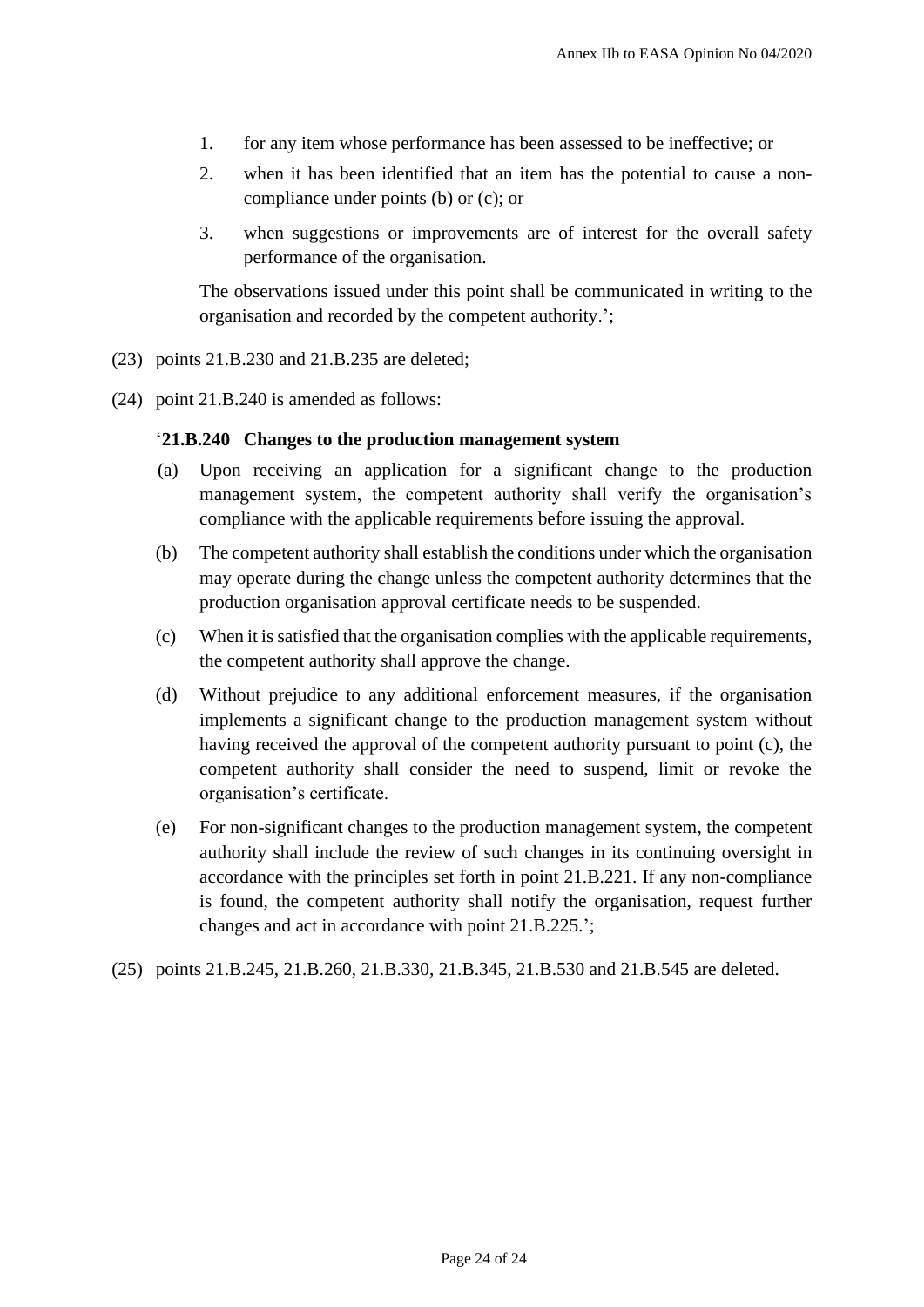1. for any item whose performance has been assessed to be ineffective; or
2. when it has been identified that an item has the potential to cause a non-compliance under points (b) or (c); or
3. when suggestions or improvements are of interest for the overall safety performance of the organisation.

The observations issued under this point shall be communicated in writing to the organisation and recorded by the competent authority.';

(23) points 21.B.230 and 21.B.235 are deleted;

(24) point 21.B.240 is amended as follows:

'**21.B.240 Changes to the production management system**

(a) Upon receiving an application for a significant change to the production management system, the competent authority shall verify the organisation's compliance with the applicable requirements before issuing the approval.

(b) The competent authority shall establish the conditions under which the organisation may operate during the change unless the competent authority determines that the production organisation approval certificate needs to be suspended.

(c) When it is satisfied that the organisation complies with the applicable requirements, the competent authority shall approve the change.

(d) Without prejudice to any additional enforcement measures, if the organisation implements a significant change to the production management system without having received the approval of the competent authority pursuant to point (c), the competent authority shall consider the need to suspend, limit or revoke the organisation's certificate.

(e) For non-significant changes to the production management system, the competent authority shall include the review of such changes in its continuing oversight in accordance with the principles set forth in point 21.B.221. If any non-compliance is found, the competent authority shall notify the organisation, request further changes and act in accordance with point 21.B.225.';

(25) points 21.B.245, 21.B.260, 21.B.330, 21.B.345, 21.B.530 and 21.B.545 are deleted.